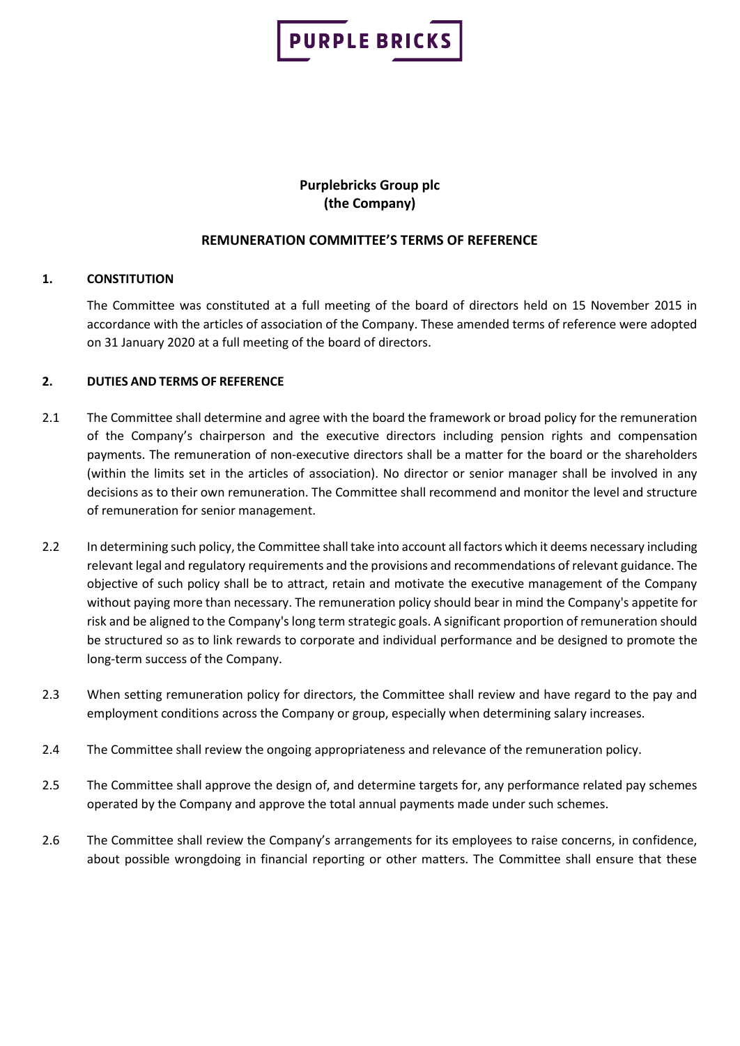PURPLE BRICKS

**Purplebricks Group plc**
**(the Company)**

**REMUNERATION COMMITTEE'S TERMS OF REFERENCE**

## 1. CONSTITUTION

The Committee was constituted at a full meeting of the board of directors held on 15 November 2015 in accordance with the articles of association of the Company. These amended terms of reference were adopted on 31 January 2020 at a full meeting of the board of directors.

## 2. DUTIES AND TERMS OF REFERENCE

2.1 The Committee shall determine and agree with the board the framework or broad policy for the remuneration of the Company's chairperson and the executive directors including pension rights and compensation payments. The remuneration of non-executive directors shall be a matter for the board or the shareholders (within the limits set in the articles of association). No director or senior manager shall be involved in any decisions as to their own remuneration. The Committee shall recommend and monitor the level and structure of remuneration for senior management.

2.2 In determining such policy, the Committee shall take into account all factors which it deems necessary including relevant legal and regulatory requirements and the provisions and recommendations of relevant guidance. The objective of such policy shall be to attract, retain and motivate the executive management of the Company without paying more than necessary. The remuneration policy should bear in mind the Company's appetite for risk and be aligned to the Company's long term strategic goals. A significant proportion of remuneration should be structured so as to link rewards to corporate and individual performance and be designed to promote the long-term success of the Company.

2.3 When setting remuneration policy for directors, the Committee shall review and have regard to the pay and employment conditions across the Company or group, especially when determining salary increases.

2.4 The Committee shall review the ongoing appropriateness and relevance of the remuneration policy.

2.5 The Committee shall approve the design of, and determine targets for, any performance related pay schemes operated by the Company and approve the total annual payments made under such schemes.

2.6 The Committee shall review the Company's arrangements for its employees to raise concerns, in confidence, about possible wrongdoing in financial reporting or other matters. The Committee shall ensure that these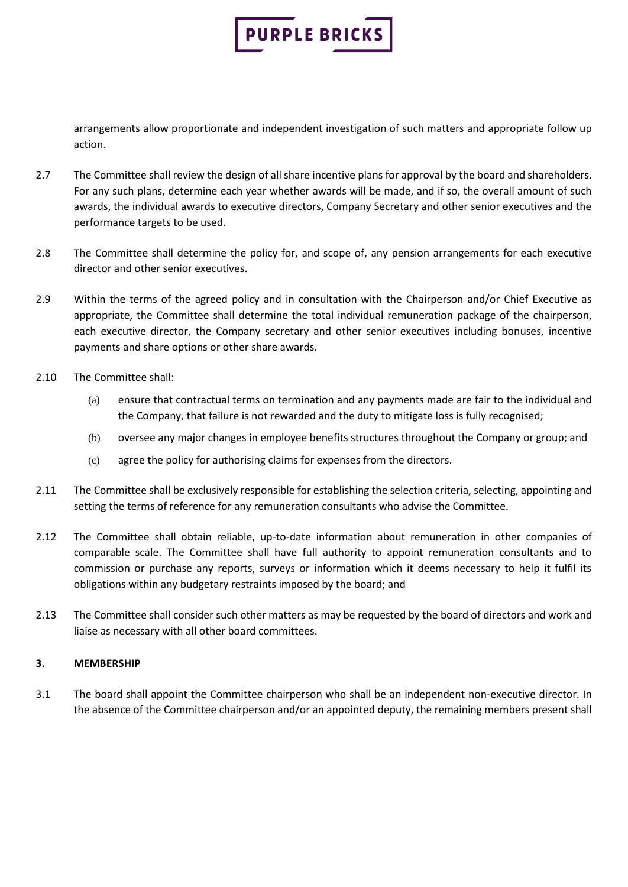arrangements allow proportionate and independent investigation of such matters and appropriate follow up action.

2.7 The Committee shall review the design of all share incentive plans for approval by the board and shareholders. For any such plans, determine each year whether awards will be made, and if so, the overall amount of such awards, the individual awards to executive directors, Company Secretary and other senior executives and the performance targets to be used.

2.8 The Committee shall determine the policy for, and scope of, any pension arrangements for each executive director and other senior executives.

2.9 Within the terms of the agreed policy and in consultation with the Chairperson and/or Chief Executive as appropriate, the Committee shall determine the total individual remuneration package of the chairperson, each executive director, the Company secretary and other senior executives including bonuses, incentive payments and share options or other share awards.

2.10 The Committee shall:

(a) ensure that contractual terms on termination and any payments made are fair to the individual and the Company, that failure is not rewarded and the duty to mitigate loss is fully recognised;

(b) oversee any major changes in employee benefits structures throughout the Company or group; and

(c) agree the policy for authorising claims for expenses from the directors.

2.11 The Committee shall be exclusively responsible for establishing the selection criteria, selecting, appointing and setting the terms of reference for any remuneration consultants who advise the Committee.

2.12 The Committee shall obtain reliable, up-to-date information about remuneration in other companies of comparable scale. The Committee shall have full authority to appoint remuneration consultants and to commission or purchase any reports, surveys or information which it deems necessary to help it fulfil its obligations within any budgetary restraints imposed by the board; and

2.13 The Committee shall consider such other matters as may be requested by the board of directors and work and liaise as necessary with all other board committees.

## 3. MEMBERSHIP

3.1 The board shall appoint the Committee chairperson who shall be an independent non-executive director. In the absence of the Committee chairperson and/or an appointed deputy, the remaining members present shall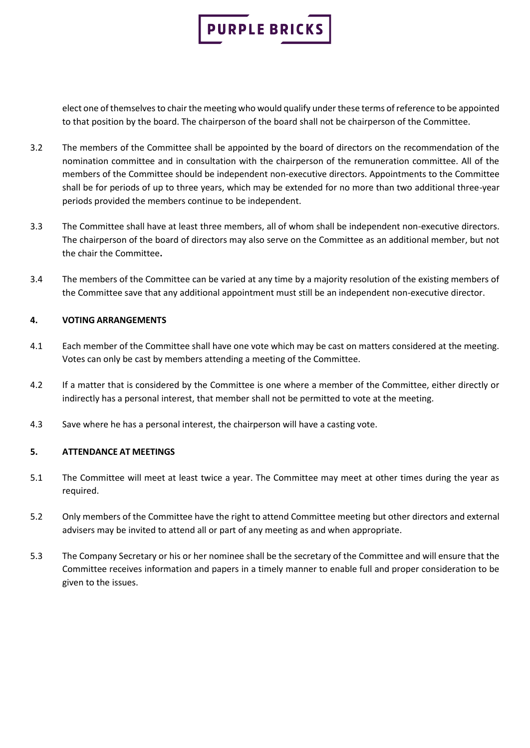elect one of themselves to chair the meeting who would qualify under these terms of reference to be appointed to that position by the board. The chairperson of the board shall not be chairperson of the Committee.

3.2 The members of the Committee shall be appointed by the board of directors on the recommendation of the nomination committee and in consultation with the chairperson of the remuneration committee. All of the members of the Committee should be independent non-executive directors. Appointments to the Committee shall be for periods of up to three years, which may be extended for no more than two additional three-year periods provided the members continue to be independent.

3.3 The Committee shall have at least three members, all of whom shall be independent non-executive directors. The chairperson of the board of directors may also serve on the Committee as an additional member, but not the chair the Committee**.**

3.4 The members of the Committee can be varied at any time by a majority resolution of the existing members of the Committee save that any additional appointment must still be an independent non-executive director.

## 4. VOTING ARRANGEMENTS

4.1 Each member of the Committee shall have one vote which may be cast on matters considered at the meeting. Votes can only be cast by members attending a meeting of the Committee.

4.2 If a matter that is considered by the Committee is one where a member of the Committee, either directly or indirectly has a personal interest, that member shall not be permitted to vote at the meeting.

4.3 Save where he has a personal interest, the chairperson will have a casting vote.

## 5. ATTENDANCE AT MEETINGS

5.1 The Committee will meet at least twice a year. The Committee may meet at other times during the year as required.

5.2 Only members of the Committee have the right to attend Committee meeting but other directors and external advisers may be invited to attend all or part of any meeting as and when appropriate.

5.3 The Company Secretary or his or her nominee shall be the secretary of the Committee and will ensure that the Committee receives information and papers in a timely manner to enable full and proper consideration to be given to the issues.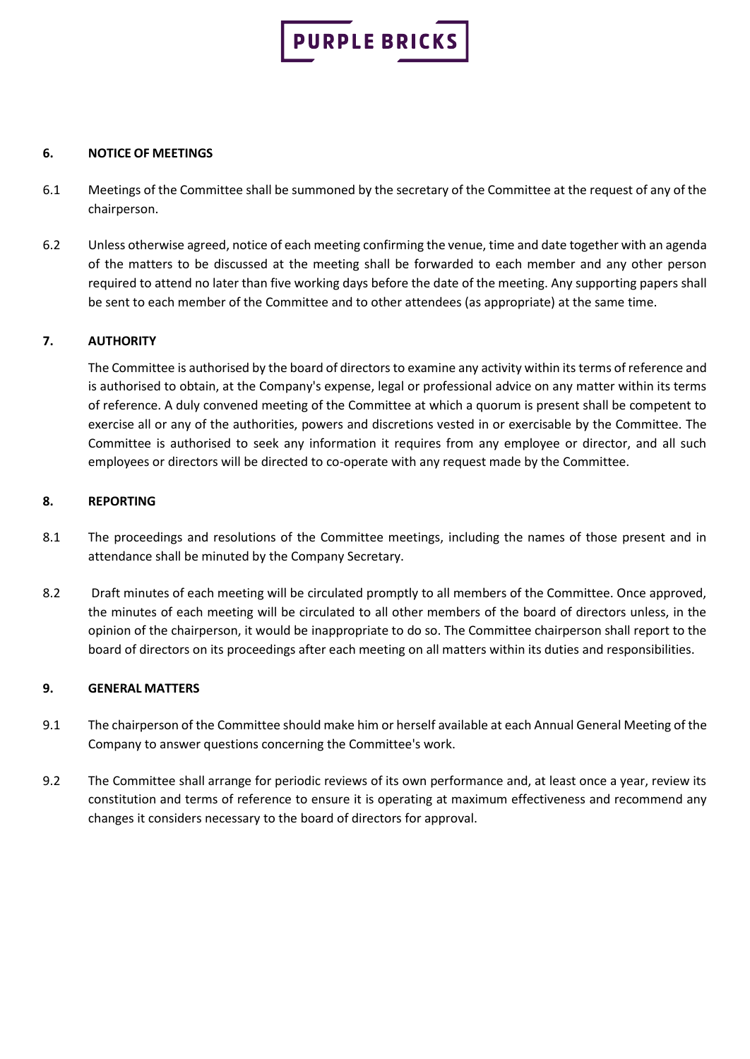## 6. NOTICE OF MEETINGS

6.1 Meetings of the Committee shall be summoned by the secretary of the Committee at the request of any of the chairperson.

6.2 Unless otherwise agreed, notice of each meeting confirming the venue, time and date together with an agenda of the matters to be discussed at the meeting shall be forwarded to each member and any other person required to attend no later than five working days before the date of the meeting. Any supporting papers shall be sent to each member of the Committee and to other attendees (as appropriate) at the same time.

## 7. AUTHORITY

The Committee is authorised by the board of directors to examine any activity within its terms of reference and is authorised to obtain, at the Company's expense, legal or professional advice on any matter within its terms of reference. A duly convened meeting of the Committee at which a quorum is present shall be competent to exercise all or any of the authorities, powers and discretions vested in or exercisable by the Committee. The Committee is authorised to seek any information it requires from any employee or director, and all such employees or directors will be directed to co-operate with any request made by the Committee.

## 8. REPORTING

8.1 The proceedings and resolutions of the Committee meetings, including the names of those present and in attendance shall be minuted by the Company Secretary.

8.2 Draft minutes of each meeting will be circulated promptly to all members of the Committee. Once approved, the minutes of each meeting will be circulated to all other members of the board of directors unless, in the opinion of the chairperson, it would be inappropriate to do so. The Committee chairperson shall report to the board of directors on its proceedings after each meeting on all matters within its duties and responsibilities.

## 9. GENERAL MATTERS

9.1 The chairperson of the Committee should make him or herself available at each Annual General Meeting of the Company to answer questions concerning the Committee's work.

9.2 The Committee shall arrange for periodic reviews of its own performance and, at least once a year, review its constitution and terms of reference to ensure it is operating at maximum effectiveness and recommend any changes it considers necessary to the board of directors for approval.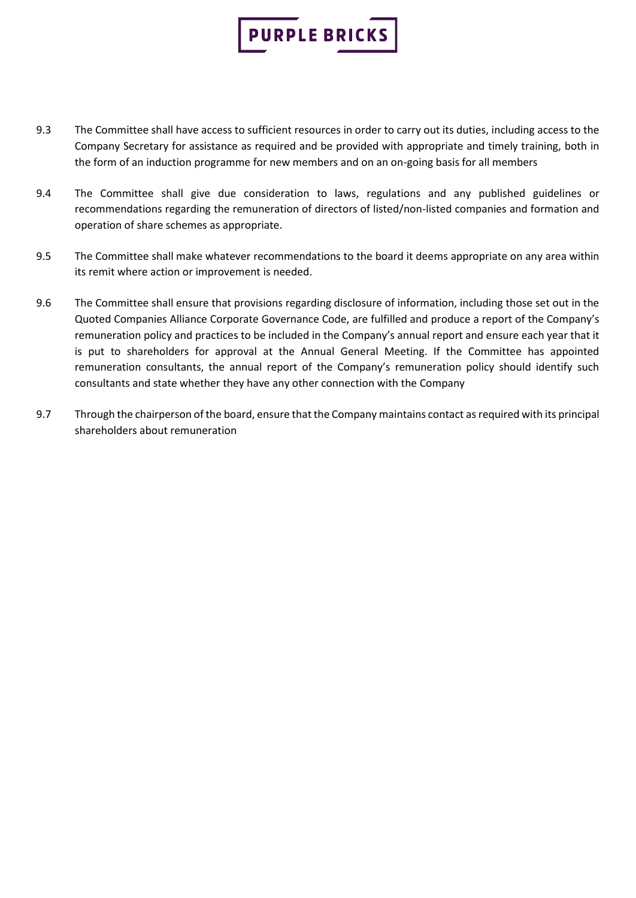9.3 The Committee shall have access to sufficient resources in order to carry out its duties, including access to the Company Secretary for assistance as required and be provided with appropriate and timely training, both in the form of an induction programme for new members and on an on-going basis for all members

9.4 The Committee shall give due consideration to laws, regulations and any published guidelines or recommendations regarding the remuneration of directors of listed/non-listed companies and formation and operation of share schemes as appropriate.

9.5 The Committee shall make whatever recommendations to the board it deems appropriate on any area within its remit where action or improvement is needed.

9.6 The Committee shall ensure that provisions regarding disclosure of information, including those set out in the Quoted Companies Alliance Corporate Governance Code, are fulfilled and produce a report of the Company's remuneration policy and practices to be included in the Company's annual report and ensure each year that it is put to shareholders for approval at the Annual General Meeting. If the Committee has appointed remuneration consultants, the annual report of the Company's remuneration policy should identify such consultants and state whether they have any other connection with the Company

9.7 Through the chairperson of the board, ensure that the Company maintains contact as required with its principal shareholders about remuneration